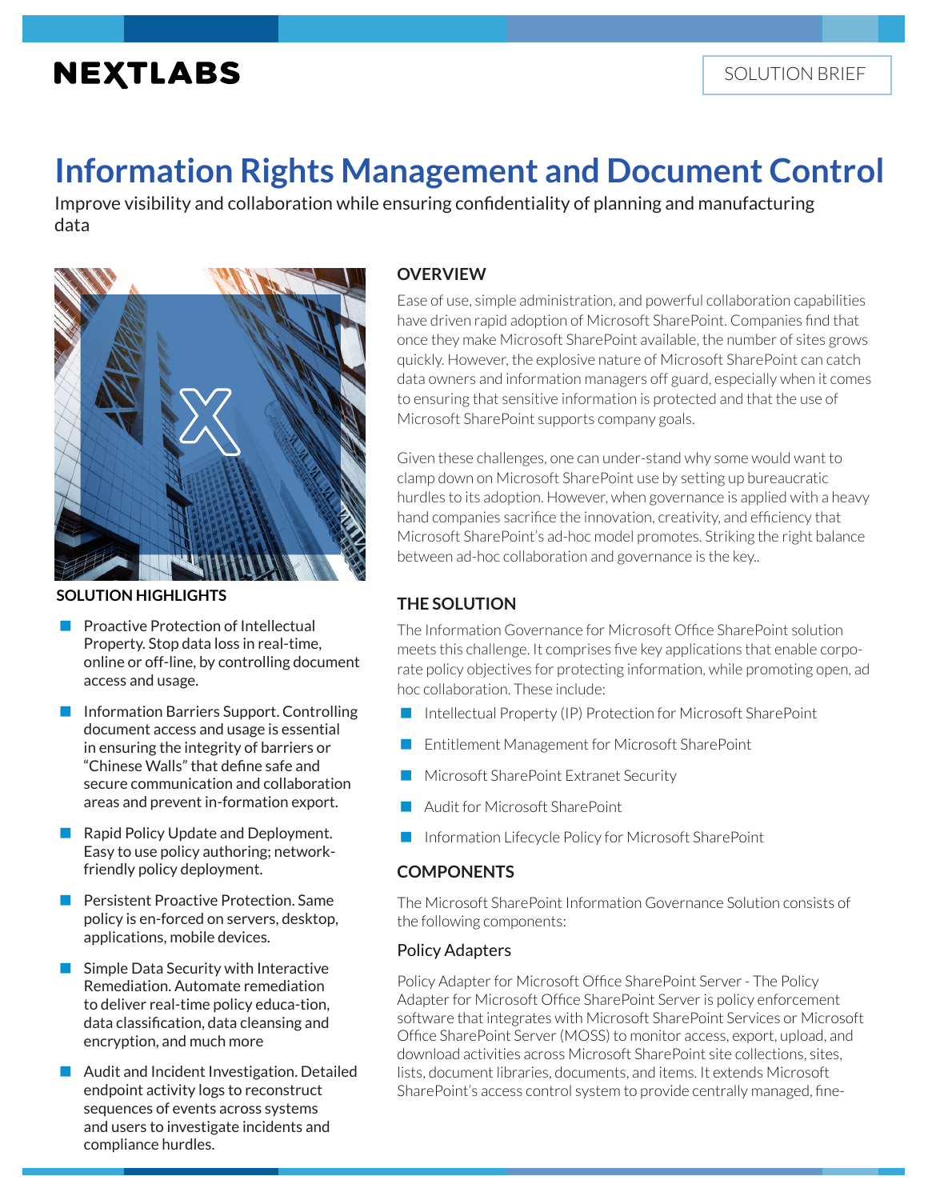NEXTLABS

SOLUTION BRIEF

# Information Rights Management and Document Control

Improve visibility and collaboration while ensuring confidentiality of planning and manufacturing data

## OVERVIEW

Ease of use, simple administration, and powerful collaboration capabilities have driven rapid adoption of Microsoft SharePoint. Companies find that once they make Microsoft SharePoint available, the number of sites grows quickly. However, the explosive nature of Microsoft SharePoint can catch data owners and information managers off guard, especially when it comes to ensuring that sensitive information is protected and that the use of Microsoft SharePoint supports company goals.

Given these challenges, one can under-stand why some would want to clamp down on Microsoft SharePoint use by setting up bureaucratic hurdles to its adoption. However, when governance is applied with a heavy hand companies sacrifice the innovation, creativity, and efficiency that Microsoft SharePoint's ad-hoc model promotes. Striking the right balance between ad-hoc collaboration and governance is the key..

## THE SOLUTION

The Information Governance for Microsoft Office SharePoint solution meets this challenge. It comprises five key applications that enable corpo-rate policy objectives for protecting information, while promoting open, ad hoc collaboration. These include:

- Intellectual Property (IP) Protection for Microsoft SharePoint
- Entitlement Management for Microsoft SharePoint
- Microsoft SharePoint Extranet Security
- Audit for Microsoft SharePoint
- Information Lifecycle Policy for Microsoft SharePoint

## COMPONENTS

The Microsoft SharePoint Information Governance Solution consists of the following components:

### Policy Adapters

Policy Adapter for Microsoft Office SharePoint Server - The Policy Adapter for Microsoft Office SharePoint Server is policy enforcement software that integrates with Microsoft SharePoint Services or Microsoft Office SharePoint Server (MOSS) to monitor access, export, upload, and download activities across Microsoft SharePoint site collections, sites, lists, document libraries, documents, and items. It extends Microsoft SharePoint's access control system to provide centrally managed, fine-

## SOLUTION HIGHLIGHTS

- Proactive Protection of Intellectual Property. Stop data loss in real-time, online or off-line, by controlling document access and usage.
- Information Barriers Support. Controlling document access and usage is essential in ensuring the integrity of barriers or "Chinese Walls" that define safe and secure communication and collaboration areas and prevent in-formation export.
- Rapid Policy Update and Deployment. Easy to use policy authoring; network-friendly policy deployment.
- Persistent Proactive Protection. Same policy is en-forced on servers, desktop, applications, mobile devices.
- Simple Data Security with Interactive Remediation. Automate remediation to deliver real-time policy educa-tion, data classification, data cleansing and encryption, and much more
- Audit and Incident Investigation. Detailed endpoint activity logs to reconstruct sequences of events across systems and users to investigate incidents and compliance hurdles.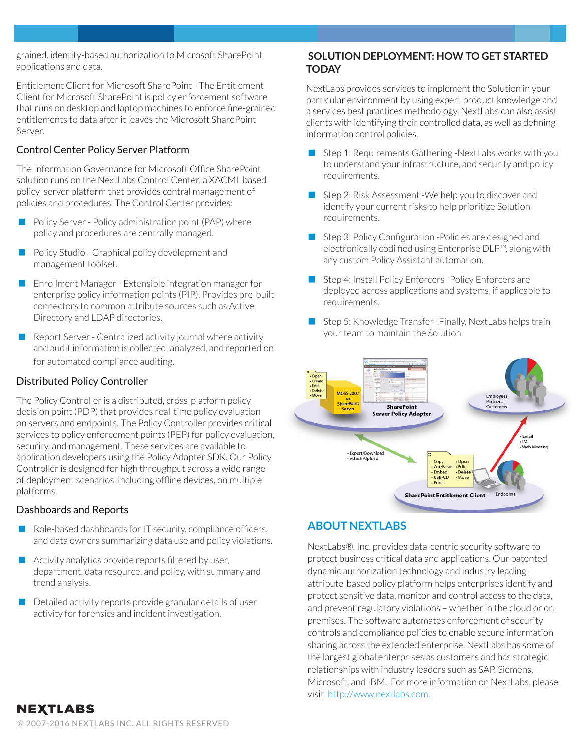grained, identity-based authorization to Microsoft SharePoint applications and data.

Entitlement Client for Microsoft SharePoint - The Entitlement Client for Microsoft SharePoint is policy enforcement software that runs on desktop and laptop machines to enforce fine-grained entitlements to data after it leaves the Microsoft SharePoint Server.

### Control Center Policy Server Platform

The Information Governance for Microsoft Office SharePoint solution runs on the NextLabs Control Center, a XACML based policy server platform that provides central management of policies and procedures. The Control Center provides:

- Policy Server - Policy administration point (PAP) where policy and procedures are centrally managed.
- Policy Studio - Graphical policy development and management toolset.
- Enrollment Manager - Extensible integration manager for enterprise policy information points (PIP). Provides pre-built connectors to common attribute sources such as Active Directory and LDAP directories.
- Report Server - Centralized activity journal where activity and audit information is collected, analyzed, and reported on for automated compliance auditing.

### Distributed Policy Controller

The Policy Controller is a distributed, cross-platform policy decision point (PDP) that provides real-time policy evaluation on servers and endpoints. The Policy Controller provides critical services to policy enforcement points (PEP) for policy evaluation, security, and management. These services are available to application developers using the Policy Adapter SDK. Our Policy Controller is designed for high throughput across a wide range of deployment scenarios, including offline devices, on multiple platforms.

### Dashboards and Reports

- Role-based dashboards for IT security, compliance officers, and data owners summarizing data use and policy violations.
- Activity analytics provide reports filtered by user, department, data resource, and policy, with summary and trend analysis.
- Detailed activity reports provide granular details of user activity for forensics and incident investigation.

## SOLUTION DEPLOYMENT: HOW TO GET STARTED TODAY

NextLabs provides services to implement the Solution in your particular environment by using expert product knowledge and a services best practices methodology. NextLabs can also assist clients with identifying their controlled data, as well as defining information control policies.

- Step 1: Requirements Gathering -NextLabs works with you to understand your infrastructure, and security and policy requirements.
- Step 2: Risk Assessment -We help you to discover and identify your current risks to help prioritize Solution requirements.
- Step 3: Policy Configuration -Policies are designed and electronically codi fied using Enterprise DLP™, along with any custom Policy Assistant automation.
- Step 4: Install Policy Enforcers -Policy Enforcers are deployed across applications and systems, if applicable to requirements.
- Step 5: Knowledge Transfer -Finally, NextLabs helps train your team to maintain the Solution.

• Open
• Create
• Edit
• Delete
• Move

MOSS 2007 or SharePoint Server

SharePoint Server Policy Adapter

Employees
Partners
Customers

• Email
• IM
• Web Meeting

• Export/Download
• Attach/Upload

• Copy
• Cut/Paste
• Embed
• USB/CD
• Print
• Open
• Edit
• Delete
• Move

SharePoint Entitlement Client

Endpoints

## ABOUT NEXTLABS

NextLabs®, Inc. provides data-centric security software to protect business critical data and applications. Our patented dynamic authorization technology and industry leading attribute-based policy platform helps enterprises identify and protect sensitive data, monitor and control access to the data, and prevent regulatory violations – whether in the cloud or on premises. The software automates enforcement of security controls and compliance policies to enable secure information sharing across the extended enterprise. NextLabs has some of the largest global enterprises as customers and has strategic relationships with industry leaders such as SAP, Siemens, Microsoft, and IBM. For more information on NextLabs, please visit http://www.nextlabs.com.

NEXTLABS

© 2007-2016 NEXTLABS INC. ALL RIGHTS RESERVED